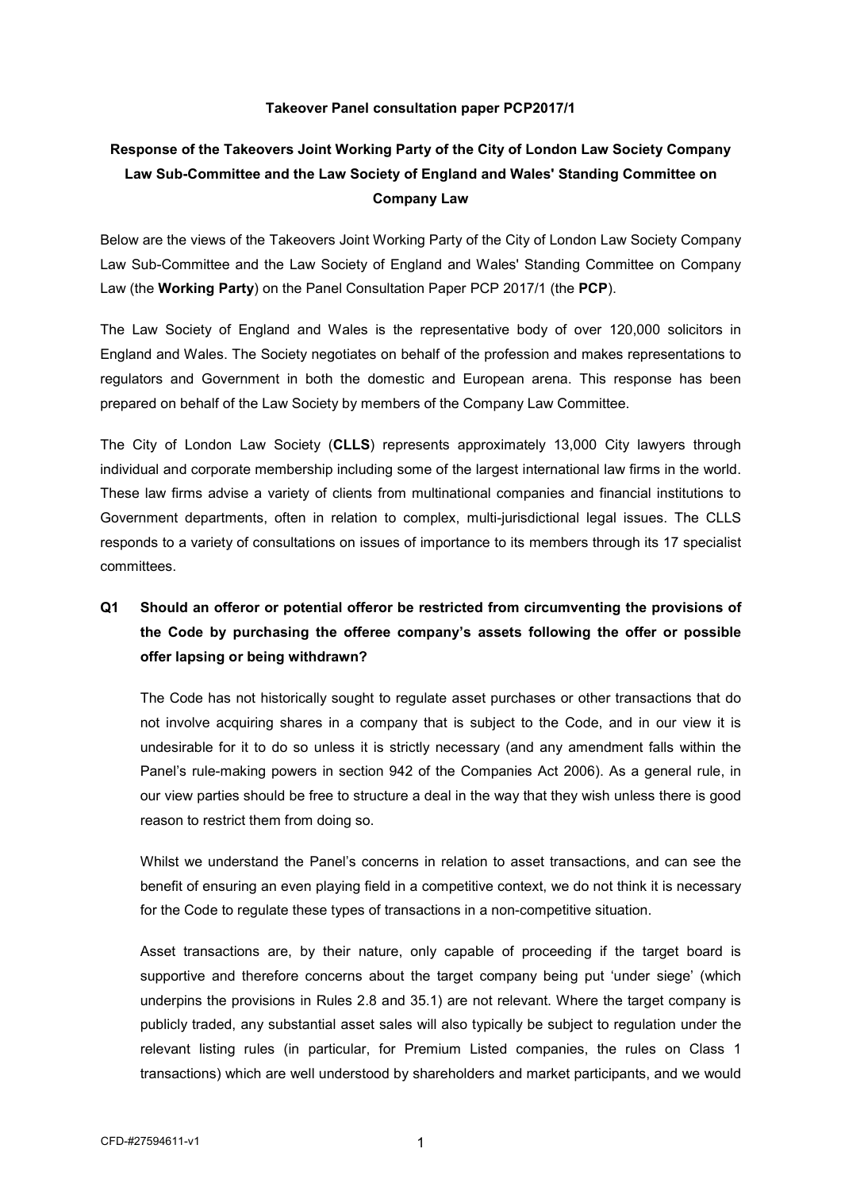**Takeover Panel consultation paper PCP2017/1**

# Response of the Takeovers Joint Working Party of the City of London Law Society Company Law Sub-Committee and the Law Society of England and Wales' Standing Committee on Company Law

Below are the views of the Takeovers Joint Working Party of the City of London Law Society Company Law Sub-Committee and the Law Society of England and Wales' Standing Committee on Company Law (the **Working Party**) on the Panel Consultation Paper PCP 2017/1 (the **PCP**).

The Law Society of England and Wales is the representative body of over 120,000 solicitors in England and Wales. The Society negotiates on behalf of the profession and makes representations to regulators and Government in both the domestic and European arena. This response has been prepared on behalf of the Law Society by members of the Company Law Committee.

The City of London Law Society (**CLLS**) represents approximately 13,000 City lawyers through individual and corporate membership including some of the largest international law firms in the world. These law firms advise a variety of clients from multinational companies and financial institutions to Government departments, often in relation to complex, multi-jurisdictional legal issues. The CLLS responds to a variety of consultations on issues of importance to its members through its 17 specialist committees.

## Q1 Should an offeror or potential offeror be restricted from circumventing the provisions of the Code by purchasing the offeree company's assets following the offer or possible offer lapsing or being withdrawn?

The Code has not historically sought to regulate asset purchases or other transactions that do not involve acquiring shares in a company that is subject to the Code, and in our view it is undesirable for it to do so unless it is strictly necessary (and any amendment falls within the Panel's rule-making powers in section 942 of the Companies Act 2006). As a general rule, in our view parties should be free to structure a deal in the way that they wish unless there is good reason to restrict them from doing so.

Whilst we understand the Panel's concerns in relation to asset transactions, and can see the benefit of ensuring an even playing field in a competitive context, we do not think it is necessary for the Code to regulate these types of transactions in a non-competitive situation.

Asset transactions are, by their nature, only capable of proceeding if the target board is supportive and therefore concerns about the target company being put 'under siege' (which underpins the provisions in Rules 2.8 and 35.1) are not relevant. Where the target company is publicly traded, any substantial asset sales will also typically be subject to regulation under the relevant listing rules (in particular, for Premium Listed companies, the rules on Class 1 transactions) which are well understood by shareholders and market participants, and we would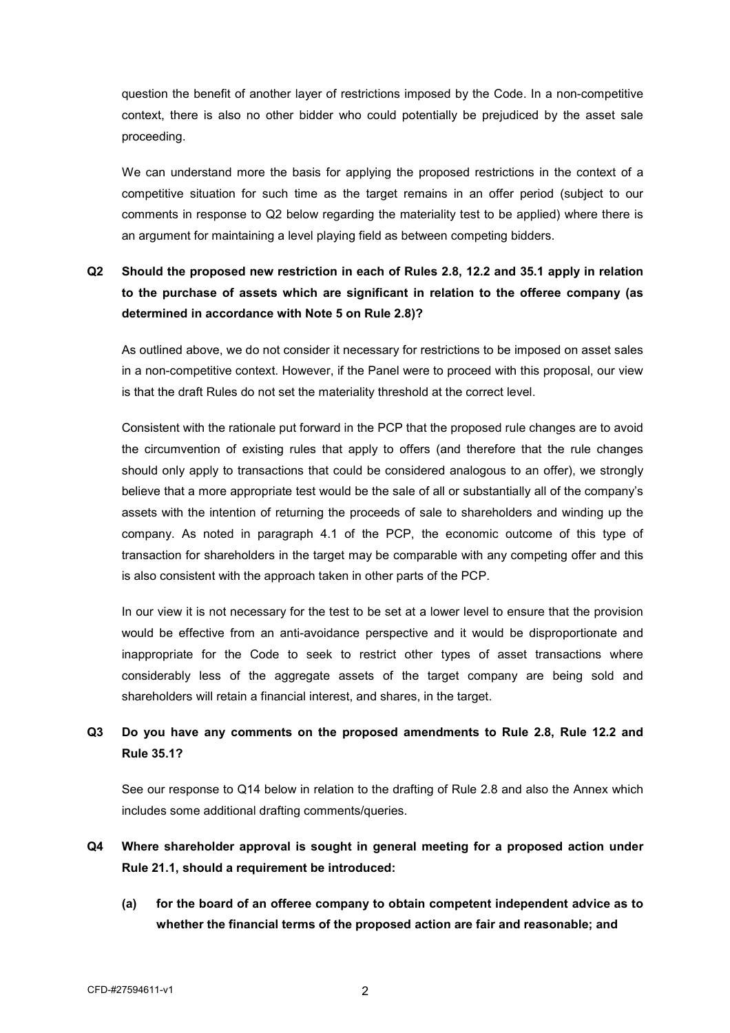question the benefit of another layer of restrictions imposed by the Code. In a non-competitive context, there is also no other bidder who could potentially be prejudiced by the asset sale proceeding.

We can understand more the basis for applying the proposed restrictions in the context of a competitive situation for such time as the target remains in an offer period (subject to our comments in response to Q2 below regarding the materiality test to be applied) where there is an argument for maintaining a level playing field as between competing bidders.

**Q2 Should the proposed new restriction in each of Rules 2.8, 12.2 and 35.1 apply in relation to the purchase of assets which are significant in relation to the offeree company (as determined in accordance with Note 5 on Rule 2.8)?**

As outlined above, we do not consider it necessary for restrictions to be imposed on asset sales in a non-competitive context. However, if the Panel were to proceed with this proposal, our view is that the draft Rules do not set the materiality threshold at the correct level.

Consistent with the rationale put forward in the PCP that the proposed rule changes are to avoid the circumvention of existing rules that apply to offers (and therefore that the rule changes should only apply to transactions that could be considered analogous to an offer), we strongly believe that a more appropriate test would be the sale of all or substantially all of the company's assets with the intention of returning the proceeds of sale to shareholders and winding up the company. As noted in paragraph 4.1 of the PCP, the economic outcome of this type of transaction for shareholders in the target may be comparable with any competing offer and this is also consistent with the approach taken in other parts of the PCP.

In our view it is not necessary for the test to be set at a lower level to ensure that the provision would be effective from an anti-avoidance perspective and it would be disproportionate and inappropriate for the Code to seek to restrict other types of asset transactions where considerably less of the aggregate assets of the target company are being sold and shareholders will retain a financial interest, and shares, in the target.

**Q3 Do you have any comments on the proposed amendments to Rule 2.8, Rule 12.2 and Rule 35.1?**

See our response to Q14 below in relation to the drafting of Rule 2.8 and also the Annex which includes some additional drafting comments/queries.

**Q4 Where shareholder approval is sought in general meeting for a proposed action under Rule 21.1, should a requirement be introduced:**

**(a) for the board of an offeree company to obtain competent independent advice as to whether the financial terms of the proposed action are fair and reasonable; and**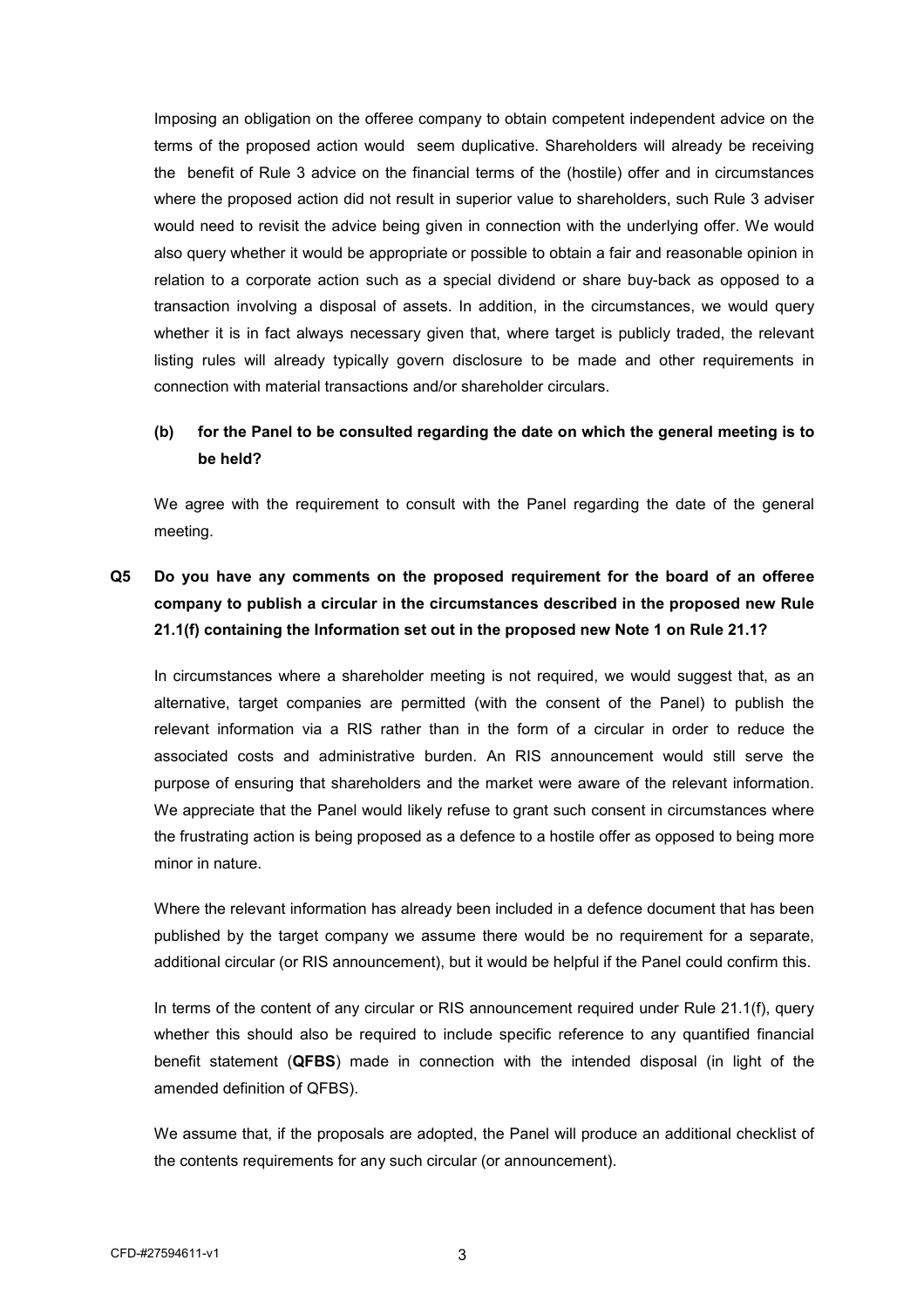Imposing an obligation on the offeree company to obtain competent independent advice on the terms of the proposed action would seem duplicative. Shareholders will already be receiving the benefit of Rule 3 advice on the financial terms of the (hostile) offer and in circumstances where the proposed action did not result in superior value to shareholders, such Rule 3 adviser would need to revisit the advice being given in connection with the underlying offer. We would also query whether it would be appropriate or possible to obtain a fair and reasonable opinion in relation to a corporate action such as a special dividend or share buy-back as opposed to a transaction involving a disposal of assets. In addition, in the circumstances, we would query whether it is in fact always necessary given that, where target is publicly traded, the relevant listing rules will already typically govern disclosure to be made and other requirements in connection with material transactions and/or shareholder circulars.

**(b) for the Panel to be consulted regarding the date on which the general meeting is to be held?**

We agree with the requirement to consult with the Panel regarding the date of the general meeting.

**Q5 Do you have any comments on the proposed requirement for the board of an offeree company to publish a circular in the circumstances described in the proposed new Rule 21.1(f) containing the Information set out in the proposed new Note 1 on Rule 21.1?**

In circumstances where a shareholder meeting is not required, we would suggest that, as an alternative, target companies are permitted (with the consent of the Panel) to publish the relevant information via a RIS rather than in the form of a circular in order to reduce the associated costs and administrative burden. An RIS announcement would still serve the purpose of ensuring that shareholders and the market were aware of the relevant information. We appreciate that the Panel would likely refuse to grant such consent in circumstances where the frustrating action is being proposed as a defence to a hostile offer as opposed to being more minor in nature.

Where the relevant information has already been included in a defence document that has been published by the target company we assume there would be no requirement for a separate, additional circular (or RIS announcement), but it would be helpful if the Panel could confirm this.

In terms of the content of any circular or RIS announcement required under Rule 21.1(f), query whether this should also be required to include specific reference to any quantified financial benefit statement (**QFBS**) made in connection with the intended disposal (in light of the amended definition of QFBS).

We assume that, if the proposals are adopted, the Panel will produce an additional checklist of the contents requirements for any such circular (or announcement).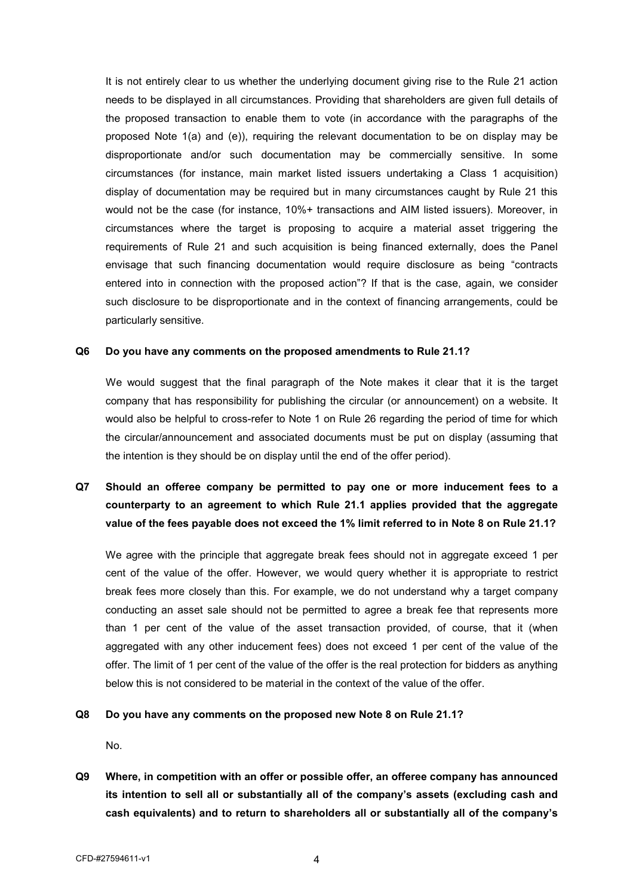It is not entirely clear to us whether the underlying document giving rise to the Rule 21 action needs to be displayed in all circumstances. Providing that shareholders are given full details of the proposed transaction to enable them to vote (in accordance with the paragraphs of the proposed Note 1(a) and (e)), requiring the relevant documentation to be on display may be disproportionate and/or such documentation may be commercially sensitive. In some circumstances (for instance, main market listed issuers undertaking a Class 1 acquisition) display of documentation may be required but in many circumstances caught by Rule 21 this would not be the case (for instance, 10%+ transactions and AIM listed issuers). Moreover, in circumstances where the target is proposing to acquire a material asset triggering the requirements of Rule 21 and such acquisition is being financed externally, does the Panel envisage that such financing documentation would require disclosure as being "contracts entered into in connection with the proposed action"? If that is the case, again, we consider such disclosure to be disproportionate and in the context of financing arrangements, could be particularly sensitive.

**Q6 Do you have any comments on the proposed amendments to Rule 21.1?**

We would suggest that the final paragraph of the Note makes it clear that it is the target company that has responsibility for publishing the circular (or announcement) on a website. It would also be helpful to cross-refer to Note 1 on Rule 26 regarding the period of time for which the circular/announcement and associated documents must be put on display (assuming that the intention is they should be on display until the end of the offer period).

**Q7 Should an offeree company be permitted to pay one or more inducement fees to a counterparty to an agreement to which Rule 21.1 applies provided that the aggregate value of the fees payable does not exceed the 1% limit referred to in Note 8 on Rule 21.1?**

We agree with the principle that aggregate break fees should not in aggregate exceed 1 per cent of the value of the offer. However, we would query whether it is appropriate to restrict break fees more closely than this. For example, we do not understand why a target company conducting an asset sale should not be permitted to agree a break fee that represents more than 1 per cent of the value of the asset transaction provided, of course, that it (when aggregated with any other inducement fees) does not exceed 1 per cent of the value of the offer. The limit of 1 per cent of the value of the offer is the real protection for bidders as anything below this is not considered to be material in the context of the value of the offer.

**Q8 Do you have any comments on the proposed new Note 8 on Rule 21.1?**

No.

**Q9 Where, in competition with an offer or possible offer, an offeree company has announced its intention to sell all or substantially all of the company's assets (excluding cash and cash equivalents) and to return to shareholders all or substantially all of the company's**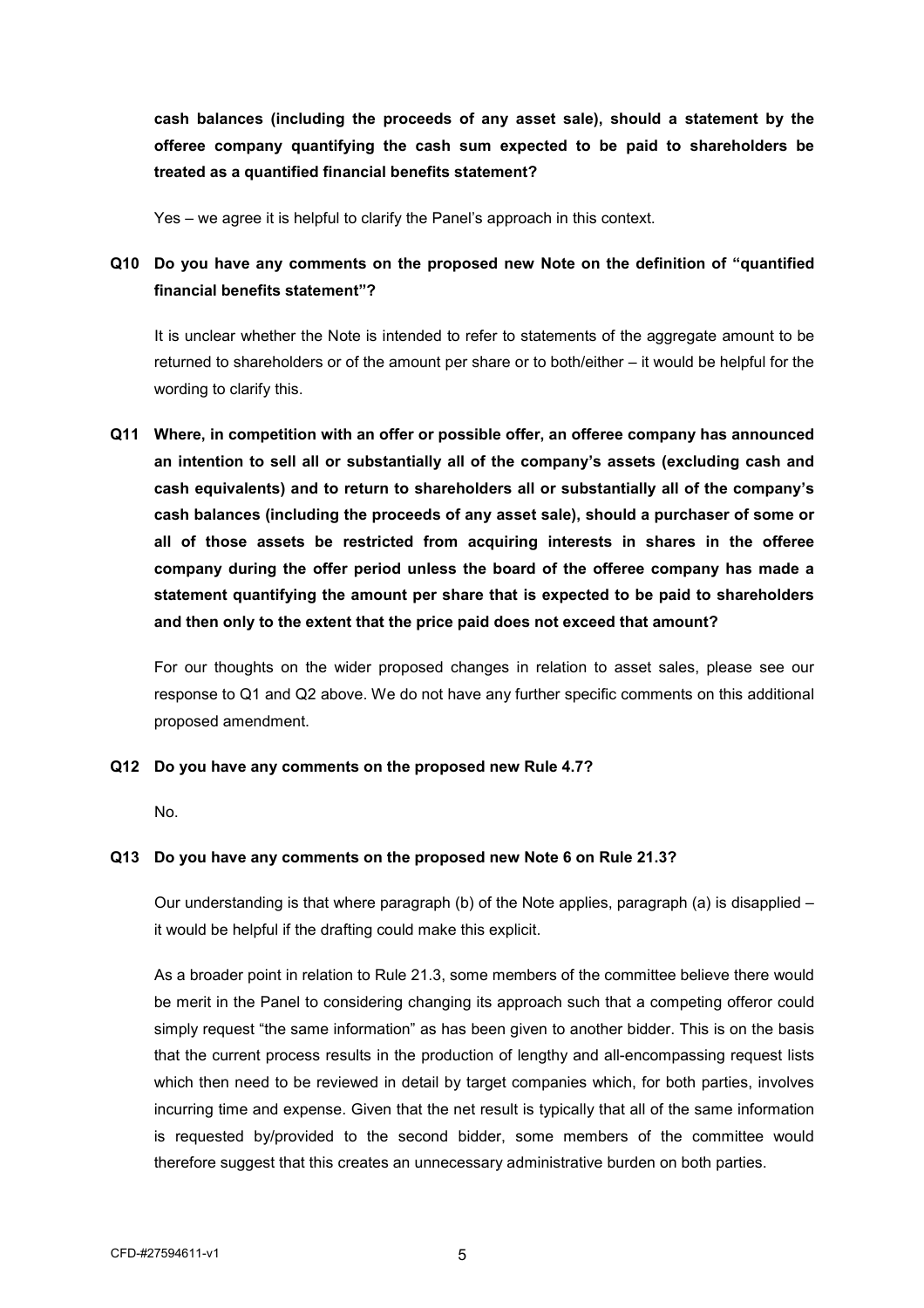**cash balances (including the proceeds of any asset sale), should a statement by the offeree company quantifying the cash sum expected to be paid to shareholders be treated as a quantified financial benefits statement?**

Yes – we agree it is helpful to clarify the Panel's approach in this context.

**Q10 Do you have any comments on the proposed new Note on the definition of "quantified financial benefits statement"?**

It is unclear whether the Note is intended to refer to statements of the aggregate amount to be returned to shareholders or of the amount per share or to both/either – it would be helpful for the wording to clarify this.

**Q11 Where, in competition with an offer or possible offer, an offeree company has announced an intention to sell all or substantially all of the company's assets (excluding cash and cash equivalents) and to return to shareholders all or substantially all of the company's cash balances (including the proceeds of any asset sale), should a purchaser of some or all of those assets be restricted from acquiring interests in shares in the offeree company during the offer period unless the board of the offeree company has made a statement quantifying the amount per share that is expected to be paid to shareholders and then only to the extent that the price paid does not exceed that amount?**

For our thoughts on the wider proposed changes in relation to asset sales, please see our response to Q1 and Q2 above. We do not have any further specific comments on this additional proposed amendment.

**Q12 Do you have any comments on the proposed new Rule 4.7?**

No.

**Q13 Do you have any comments on the proposed new Note 6 on Rule 21.3?**

Our understanding is that where paragraph (b) of the Note applies, paragraph (a) is disapplied – it would be helpful if the drafting could make this explicit.

As a broader point in relation to Rule 21.3, some members of the committee believe there would be merit in the Panel to considering changing its approach such that a competing offeror could simply request "the same information" as has been given to another bidder. This is on the basis that the current process results in the production of lengthy and all-encompassing request lists which then need to be reviewed in detail by target companies which, for both parties, involves incurring time and expense. Given that the net result is typically that all of the same information is requested by/provided to the second bidder, some members of the committee would therefore suggest that this creates an unnecessary administrative burden on both parties.

CFD-#27594611-v1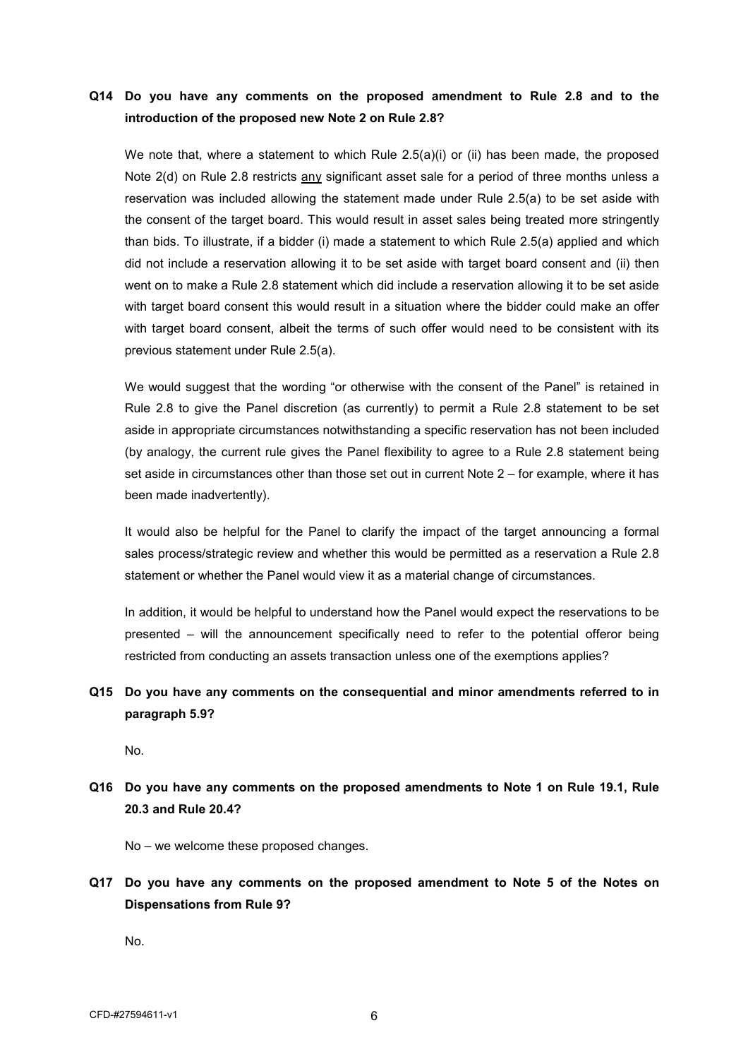**Q14 Do you have any comments on the proposed amendment to Rule 2.8 and to the introduction of the proposed new Note 2 on Rule 2.8?**

We note that, where a statement to which Rule 2.5(a)(i) or (ii) has been made, the proposed Note 2(d) on Rule 2.8 restricts <u>any</u> significant asset sale for a period of three months unless a reservation was included allowing the statement made under Rule 2.5(a) to be set aside with the consent of the target board. This would result in asset sales being treated more stringently than bids. To illustrate, if a bidder (i) made a statement to which Rule 2.5(a) applied and which did not include a reservation allowing it to be set aside with target board consent and (ii) then went on to make a Rule 2.8 statement which did include a reservation allowing it to be set aside with target board consent this would result in a situation where the bidder could make an offer with target board consent, albeit the terms of such offer would need to be consistent with its previous statement under Rule 2.5(a).

We would suggest that the wording "or otherwise with the consent of the Panel" is retained in Rule 2.8 to give the Panel discretion (as currently) to permit a Rule 2.8 statement to be set aside in appropriate circumstances notwithstanding a specific reservation has not been included (by analogy, the current rule gives the Panel flexibility to agree to a Rule 2.8 statement being set aside in circumstances other than those set out in current Note 2 – for example, where it has been made inadvertently).

It would also be helpful for the Panel to clarify the impact of the target announcing a formal sales process/strategic review and whether this would be permitted as a reservation a Rule 2.8 statement or whether the Panel would view it as a material change of circumstances.

In addition, it would be helpful to understand how the Panel would expect the reservations to be presented – will the announcement specifically need to refer to the potential offeror being restricted from conducting an assets transaction unless one of the exemptions applies?

**Q15 Do you have any comments on the consequential and minor amendments referred to in paragraph 5.9?**

No.

**Q16 Do you have any comments on the proposed amendments to Note 1 on Rule 19.1, Rule 20.3 and Rule 20.4?**

No – we welcome these proposed changes.

**Q17 Do you have any comments on the proposed amendment to Note 5 of the Notes on Dispensations from Rule 9?**

No.

CFD-#27594611-v1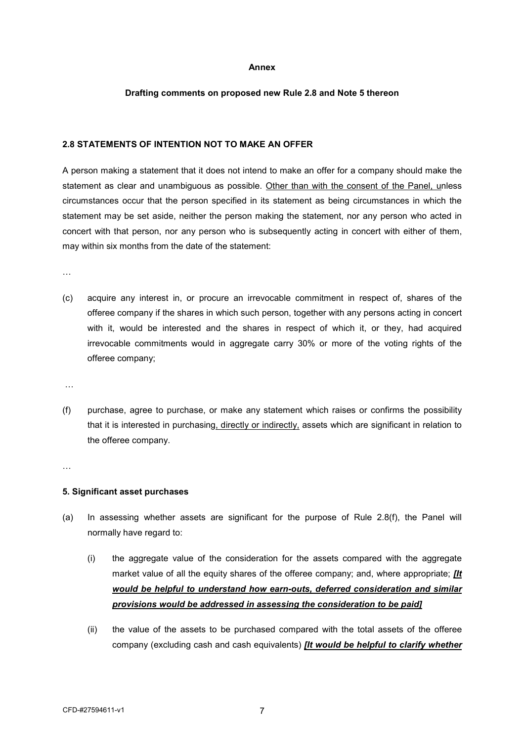**Annex**

**Drafting comments on proposed new Rule 2.8 and Note 5 thereon**

**2.8 STATEMENTS OF INTENTION NOT TO MAKE AN OFFER**

A person making a statement that it does not intend to make an offer for a company should make the statement as clear and unambiguous as possible. <u>Other than with the consent of the Panel, u</u>nless circumstances occur that the person specified in its statement as being circumstances in which the statement may be set aside, neither the person making the statement, nor any person who acted in concert with that person, nor any person who is subsequently acting in concert with either of them, may within six months from the date of the statement:

…

(c) acquire any interest in, or procure an irrevocable commitment in respect of, shares of the offeree company if the shares in which such person, together with any persons acting in concert with it, would be interested and the shares in respect of which it, or they, had acquired irrevocable commitments would in aggregate carry 30% or more of the voting rights of the offeree company;

…

(f) purchase, agree to purchase, or make any statement which raises or confirms the possibility that it is interested in purchasing<u>, directly or indirectly,</u> assets which are significant in relation to the offeree company.

…

**5. Significant asset purchases**

(a) In assessing whether assets are significant for the purpose of Rule 2.8(f), the Panel will normally have regard to:

(i) the aggregate value of the consideration for the assets compared with the aggregate market value of all the equity shares of the offeree company; and, where appropriate; ***<u>[It would be helpful to understand how earn-outs, deferred consideration and similar provisions would be addressed in assessing the consideration to be paid]</u>***

(ii) the value of the assets to be purchased compared with the total assets of the offeree company (excluding cash and cash equivalents) ***<u>[It would be helpful to clarify whether</u>***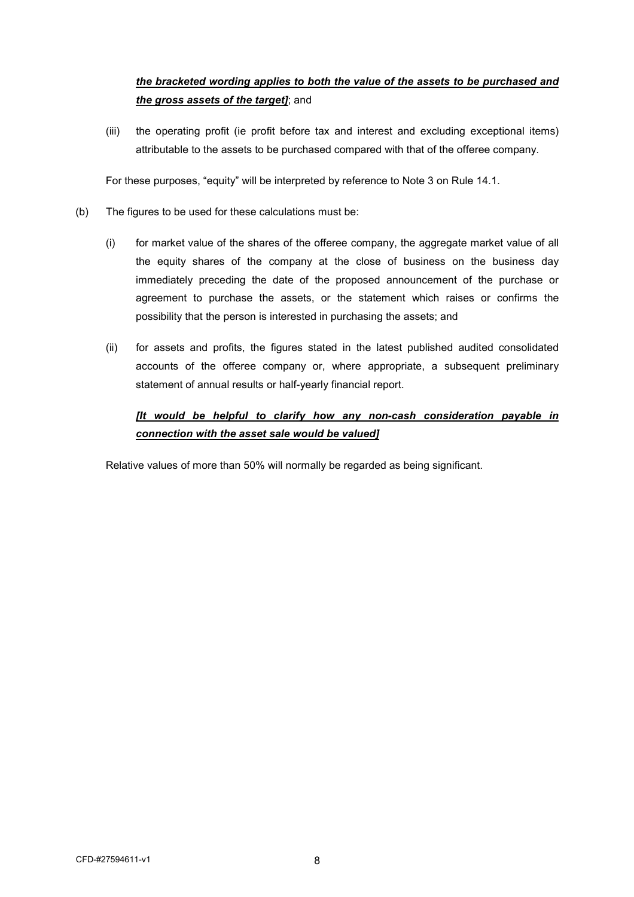***the bracketed wording applies to both the value of the assets to be purchased and the gross assets of the target]***; and

(iii) the operating profit (ie profit before tax and interest and excluding exceptional items) attributable to the assets to be purchased compared with that of the offeree company.

For these purposes, "equity" will be interpreted by reference to Note 3 on Rule 14.1.

(b) The figures to be used for these calculations must be:

(i) for market value of the shares of the offeree company, the aggregate market value of all the equity shares of the company at the close of business on the business day immediately preceding the date of the proposed announcement of the purchase or agreement to purchase the assets, or the statement which raises or confirms the possibility that the person is interested in purchasing the assets; and

(ii) for assets and profits, the figures stated in the latest published audited consolidated accounts of the offeree company or, where appropriate, a subsequent preliminary statement of annual results or half-yearly financial report.

***[It would be helpful to clarify how any non-cash consideration payable in connection with the asset sale would be valued]***

Relative values of more than 50% will normally be regarded as being significant.